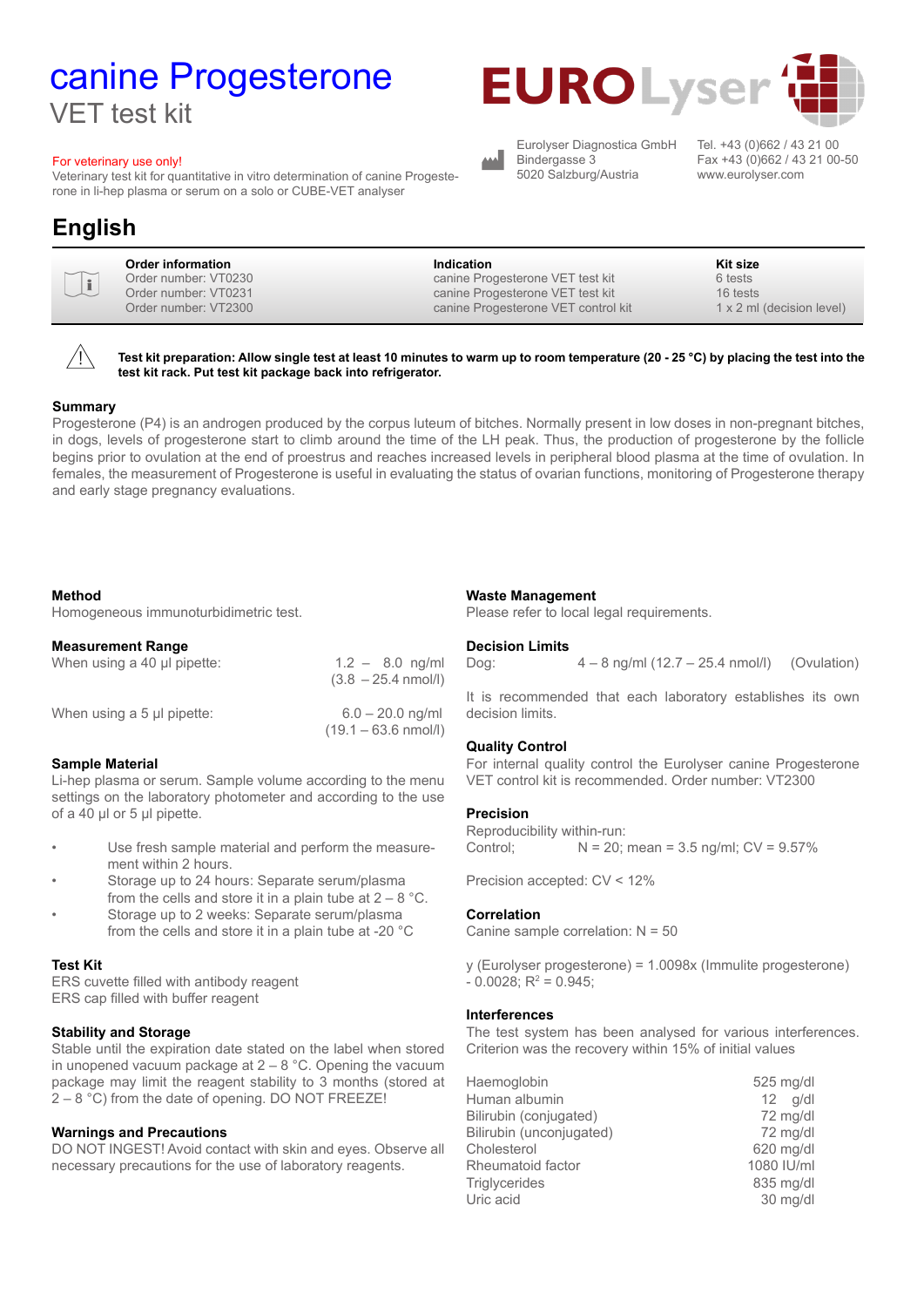// canine Progesterone
## VET test kit

EUROLyser

Eurolyser Diagnostica GmbH
Bindergasse 3
5020 Salzburg/Austria

Tel. +43 (0)662 / 43 21 00
Fax +43 (0)662 / 43 21 00-50
www.eurolyser.com

For veterinary use only!
Veterinary test kit for quantitative in vitro determination of canine Progesterone in li-hep plasma or serum on a solo or CUBE-VET analyser

# English

| Order information | Indication | Kit size |
|---|---|---|
| Order number: VT0230 | canine Progesterone VET test kit | 6 tests |
| Order number: VT0231 | canine Progesterone VET test kit | 16 tests |
| Order number: VT2300 | canine Progesterone VET control kit | 1 x 2 ml (decision level) |

**Test kit preparation: Allow single test at least 10 minutes to warm up to room temperature (20 - 25 °C) by placing the test into the test kit rack. Put test kit package back into refrigerator.**

### Summary

Progesterone (P4) is an androgen produced by the corpus luteum of bitches. Normally present in low doses in non-pregnant bitches, in dogs, levels of progesterone start to climb around the time of the LH peak. Thus, the production of progesterone by the follicle begins prior to ovulation at the end of proestrus and reaches increased levels in peripheral blood plasma at the time of ovulation. In females, the measurement of Progesterone is useful in evaluating the status of ovarian functions, monitoring of Progesterone therapy and early stage pregnancy evaluations.

### Method

Homogeneous immunoturbidimetric test.

### Measurement Range

| | |
|---|---|
| When using a 40 µl pipette: | 1.2 – 8.0 ng/ml (3.8 – 25.4 nmol/l) |
| When using a 5 µl pipette: | 6.0 – 20.0 ng/ml (19.1 – 63.6 nmol/l) |

### Sample Material

Li-hep plasma or serum. Sample volume according to the menu settings on the laboratory photometer and according to the use of a 40 µl or 5 µl pipette.

- Use fresh sample material and perform the measurement within 2 hours.
- Storage up to 24 hours: Separate serum/plasma from the cells and store it in a plain tube at 2 – 8 °C.
- Storage up to 2 weeks: Separate serum/plasma from the cells and store it in a plain tube at -20 °C

### Test Kit

ERS cuvette filled with antibody reagent
ERS cap filled with buffer reagent

### Stability and Storage

Stable until the expiration date stated on the label when stored in unopened vacuum package at 2 – 8 °C. Opening the vacuum package may limit the reagent stability to 3 months (stored at 2 – 8 °C) from the date of opening. DO NOT FREEZE!

### Warnings and Precautions

DO NOT INGEST! Avoid contact with skin and eyes. Observe all necessary precautions for the use of laboratory reagents.

### Waste Management

Please refer to local legal requirements.

### Decision Limits

Dog: 4 – 8 ng/ml (12.7 – 25.4 nmol/l) (Ovulation)

It is recommended that each laboratory establishes its own decision limits.

### Quality Control

For internal quality control the Eurolyser canine Progesterone VET control kit is recommended. Order number: VT2300

### Precision

Reproducibility within-run:
Control; N = 20; mean = 3.5 ng/ml; CV = 9.57%

Precision accepted: CV < 12%

### Correlation

Canine sample correlation: N = 50

y (Eurolyser progesterone) = 1.0098x (Immulite progesterone) - 0.0028; $R^2$ = 0.945;

### Interferences

The test system has been analysed for various interferences. Criterion was the recovery within 15% of initial values

| | |
|---|---|
| Haemoglobin | 525 mg/dl |
| Human albumin | 12 g/dl |
| Bilirubin (conjugated) | 72 mg/dl |
| Bilirubin (unconjugated) | 72 mg/dl |
| Cholesterol | 620 mg/dl |
| Rheumatoid factor | 1080 IU/ml |
| Triglycerides | 835 mg/dl |
| Uric acid | 30 mg/dl |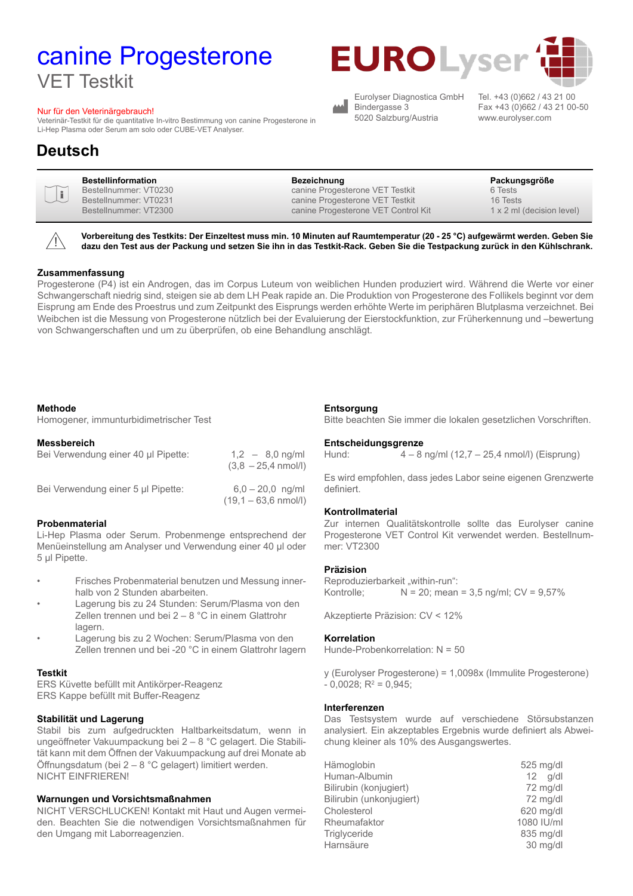# canine Progesterone

VET Testkit

Nur für den Veterinärgebrauch!
Veterinär-Testkit für die quantitative In-vitro Bestimmung von canine Progesterone in Li-Hep Plasma oder Serum am solo oder CUBE-VET Analyser.

EUROLyser

Eurolyser Diagnostica GmbH
Bindergasse 3
5020 Salzburg/Austria

Tel. +43 (0)662 / 43 21 00
Fax +43 (0)662 / 43 21 00-50
www.eurolyser.com

## Deutsch

| Bestellinformation | Bezeichnung | Packungsgröße |
|---|---|---|
| Bestellnummer: VT0230 | canine Progesterone VET Testkit | 6 Tests |
| Bestellnummer: VT0231 | canine Progesterone VET Testkit | 16 Tests |
| Bestellnummer: VT2300 | canine Progesterone VET Control Kit | 1 x 2 ml (decision level) |

**Vorbereitung des Testkits: Der Einzeltest muss min. 10 Minuten auf Raumtemperatur (20 - 25 °C) aufgewärmt werden. Geben Sie dazu den Test aus der Packung und setzen Sie ihn in das Testkit-Rack. Geben Sie die Testpackung zurück in den Kühlschrank.**

### Zusammenfassung

Progesterone (P4) ist ein Androgen, das im Corpus Luteum von weiblichen Hunden produziert wird. Während die Werte vor einer Schwangerschaft niedrig sind, steigen sie ab dem LH Peak rapide an. Die Produktion von Progesterone des Follikels beginnt vor dem Eisprung am Ende des Proestrus und zum Zeitpunkt des Eisprungs werden erhöhte Werte im peripheren Blutplasma verzeichnet. Bei Weibchen ist die Messung von Progesterone nützlich bei der Evaluierung der Eierstockfunktion, zur Früherkennung und –bewertung von Schwangerschaften und um zu überprüfen, ob eine Behandlung anschlägt.

### Methode

Homogener, immunturbidimetrischer Test

### Messbereich

| | |
|---|---|
| Bei Verwendung einer 40 µl Pipette: | 1,2 – 8,0 ng/ml (3,8 – 25,4 nmol/l) |
| Bei Verwendung einer 5 µl Pipette: | 6,0 – 20,0 ng/ml (19,1 – 63,6 nmol/l) |

### Probenmaterial

Li-Hep Plasma oder Serum. Probenmenge entsprechend der Menüeinstellung am Analyser und Verwendung einer 40 µl oder 5 µl Pipette.

- Frisches Probenmaterial benutzen und Messung innerhalb von 2 Stunden abarbeiten.
- Lagerung bis zu 24 Stunden: Serum/Plasma von den Zellen trennen und bei 2 – 8 °C in einem Glattrohr lagern.
- Lagerung bis zu 2 Wochen: Serum/Plasma von den Zellen trennen und bei -20 °C in einem Glattrohr lagern

### Testkit

ERS Küvette befüllt mit Antikörper-Reagenz
ERS Kappe befüllt mit Buffer-Reagenz

### Stabilität und Lagerung

Stabil bis zum aufgedruckten Haltbarkeitsdatum, wenn in ungeöffneter Vakuumpackung bei 2 – 8 °C gelagert. Die Stabilität kann mit dem Öffnen der Vakuumpackung auf drei Monate ab Öffnungsdatum (bei 2 – 8 °C gelagert) limitiert werden.
NICHT EINFRIEREN!

### Warnungen und Vorsichtsmaßnahmen

NICHT VERSCHLUCKEN! Kontakt mit Haut und Augen vermeiden. Beachten Sie die notwendigen Vorsichtsmaßnahmen für den Umgang mit Laborreagenzien.

### Entsorgung

Bitte beachten Sie immer die lokalen gesetzlichen Vorschriften.

### Entscheidungsgrenze

Hund: 4 – 8 ng/ml (12,7 – 25,4 nmol/l) (Eisprung)

Es wird empfohlen, dass jedes Labor seine eigenen Grenzwerte definiert.

### Kontrollmaterial

Zur internen Qualitätskontrolle sollte das Eurolyser canine Progesterone VET Control Kit verwendet werden. Bestellnummer: VT2300

### Präzision

Reproduzierbarkeit „within-run":
Kontrolle; N = 20; mean = 3,5 ng/ml; CV = 9,57%

Akzeptierte Präzision: CV < 12%

### Korrelation

Hunde-Probenkorrelation: N = 50

y (Eurolyser Progesterone) = 1,0098x (Immulite Progesterone) - 0,0028; $R^2$ = 0,945;

### Interferenzen

Das Testsystem wurde auf verschiedene Störsubstanzen analysiert. Ein akzeptables Ergebnis wurde definiert als Abweichung kleiner als 10% des Ausgangswertes.

| | |
|---|---|
| Hämoglobin | 525 mg/dl |
| Human-Albumin | 12 g/dl |
| Bilirubin (konjugiert) | 72 mg/dl |
| Bilirubin (unkonjugiert) | 72 mg/dl |
| Cholesterol | 620 mg/dl |
| Rheumafaktor | 1080 IU/ml |
| Triglyceride | 835 mg/dl |
| Harnsäure | 30 mg/dl |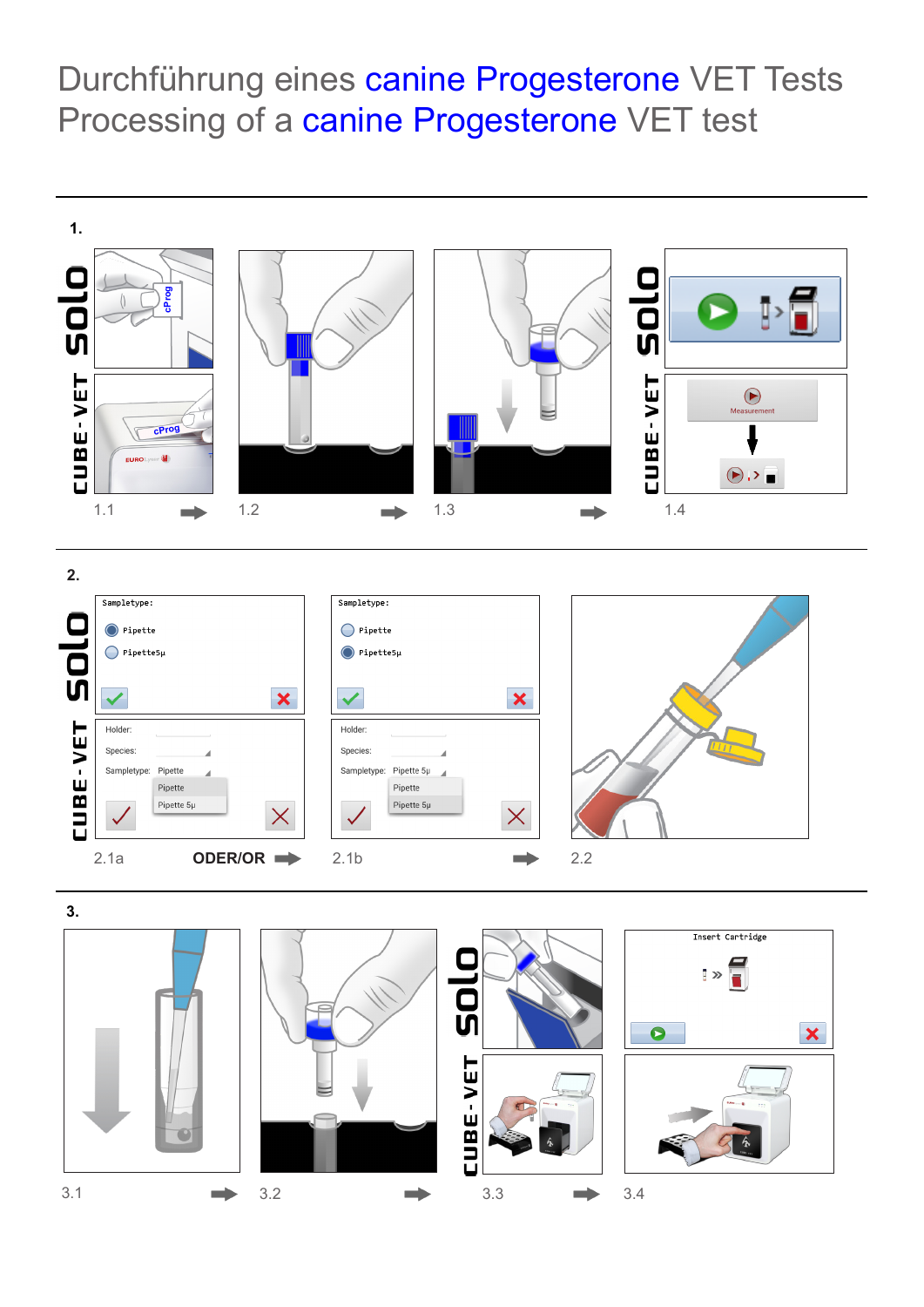# Durchführung eines canine Progesterone VET Tests
# Processing of a canine Progesterone VET test

**1.**

solo

CUBE-VET

1.1

1.2

1.3

1.4

**2.**

solo

CUBE-VET

2.1a **ODER/OR**

2.1b

2.2

**3.**

solo

CUBE-VET

3.1

3.2

3.3

3.4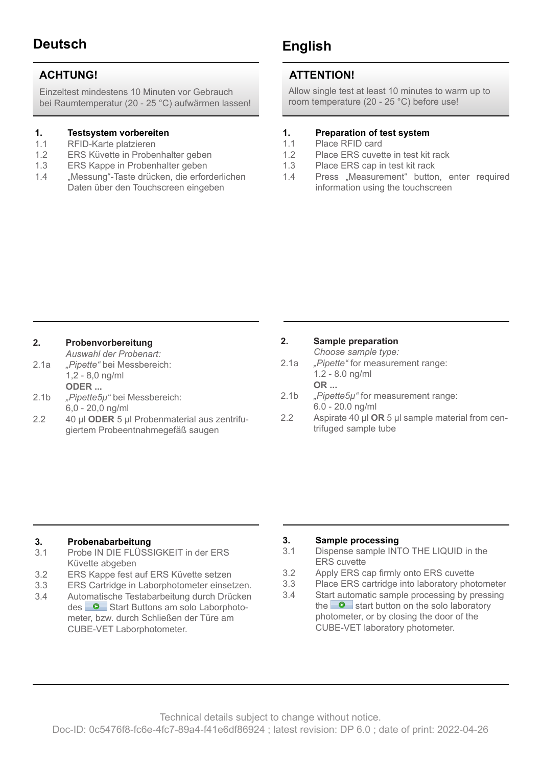## Deutsch

### ACHTUNG!

Einzeltest mindestens 10 Minuten vor Gebrauch bei Raumtemperatur (20 - 25 °C) aufwärmen lassen!

**1. Testsystem vorbereiten**

1.1 RFID-Karte platzieren
1.2 ERS Küvette in Probenhalter geben
1.3 ERS Kappe in Probenhalter geben
1.4 „Messung“-Taste drücken, die erforderlichen Daten über den Touchscreen eingeben

**2. Probenvorbereitung**

*Auswahl der Probenart:*

2.1a *„Pipette“* bei Messbereich: 1,2 - 8,0 ng/ml
**ODER ...**
2.1b *„Pipette5µ“* bei Messbereich: 6,0 - 20,0 ng/ml
2.2 40 µl **ODER** 5 µl Probenmaterial aus zentrifugiertem Probeentnahmegefäß saugen

**3. Probenabarbeitung**

3.1 Probe IN DIE FLÜSSIGKEIT in der ERS Küvette abgeben
3.2 ERS Kappe fest auf ERS Küvette setzen
3.3 ERS Cartridge in Laborphotometer einsetzen.
3.4 Automatische Testabarbeitung durch Drücken des Start Buttons am solo Laborphotometer, bzw. durch Schließen der Türe am CUBE-VET Laborphotometer.

## English

### ATTENTION!

Allow single test at least 10 minutes to warm up to room temperature (20 - 25 °C) before use!

**1. Preparation of test system**

1.1 Place RFID card
1.2 Place ERS cuvette in test kit rack
1.3 Place ERS cap in test kit rack
1.4 Press „Measurement“ button, enter required information using the touchscreen

**2. Sample preparation**

*Choose sample type:*

2.1a *„Pipette“* for measurement range: 1.2 - 8.0 ng/ml
**OR ...**
2.1b *„Pipette5µ“* for measurement range: 6.0 - 20.0 ng/ml
2.2 Aspirate 40 µl **OR** 5 µl sample material from centrifuged sample tube

**3. Sample processing**

3.1 Dispense sample INTO THE LIQUID in the ERS cuvette
3.2 Apply ERS cap firmly onto ERS cuvette
3.3 Place ERS cartridge into laboratory photometer
3.4 Start automatic sample processing by pressing the start button on the solo laboratory photometer, or by closing the door of the CUBE-VET laboratory photometer.

Technical details subject to change without notice.
Doc-ID: 0c5476f8-fc6e-4fc7-89a4-f41e6df86924 ; latest revision: DP 6.0 ; date of print: 2022-04-26